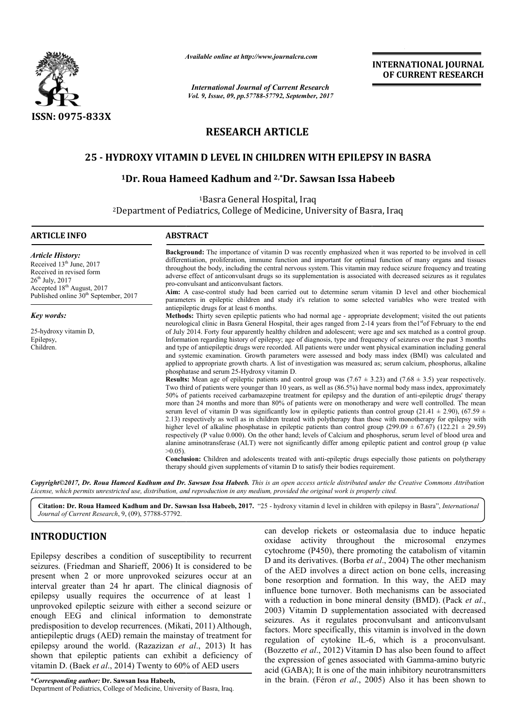# RESEARCH ARTICLE

## 25 - HYDROXY VITAMIN D LEVEL IN CHILDREN WITH EPILEPSY IN BASRA

**[1]Dr. Roua Hameed Kadhum and [2,*]Dr. Sawsan Issa Habeeb**

[1]Basra General Hospital, Iraq

[2]Department of Pediatrics, College of Medicine, University of Basra, Iraq

### ARTICLE INFO

*Article History:*

Received 13th June, 2017
Received in revised form
26th July, 2017
Accepted 18th August, 2017
Published online 30th September, 2017

*Key words:*

25-hydroxy vitamin D,
Epilepsy,
Children.

### ABSTRACT

**Background:** The importance of vitamin D was recently emphasized when it was reported to be involved in cell differentiation, proliferation, immune function and important for optimal function of many organs and tissues throughout the body, including the central nervous system. This vitamin may reduce seizure frequency and treating adverse effect of anticonvulsant drugs so its supplementation is associated with decreased seizures as it regulates pro-convulsant and anticonvulsant factors.

**Aim:** A case-control study had been carried out to determine serum vitamin D level and other biochemical parameters in epileptic children and study it's relation to some selected variables who were treated with antiepileptic drugs for at least 6 months.

**Methods:** Thirty seven epileptic patients who had normal age - appropriate development; visited the out patients neurological clinic in Basra General Hospital, their ages ranged from 2-14 years from the1st of February to the end of July 2014. Forty four apparently healthy children and adolescent; were age and sex matched as a control group. Information regarding history of epilepsy; age of diagnosis, type and frequency of seizures over the past 3 months and type of antiepileptic drugs were recorded. All patients were under went physical examination including general and systemic examination. Growth parameters were assessed and body mass index (BMI) was calculated and applied to appropriate growth charts. A list of investigation was measured as; serum calcium, phosphorus, alkaline phosphatase and serum 25-Hydroxy vitamin D.

**Results:** Mean age of epileptic patients and control group was (7.67 ± 3.23) and (7.68 ± 3.5) year respectively. Two third of patients were younger than 10 years, as well as (86.5%) have normal body mass index, approximately 50% of patients received carbamazepine treatment for epilepsy and the duration of anti-epileptic drugs' therapy more than 24 months and more than 80% of patients were on monotherapy and were well controlled. The mean serum level of vitamin D was significantly low in epileptic patients than control group (21.41 ± 2.90), (67.59 ± 2.13) respectively as well as in children treated with polytherapy than those with monotherapy for epilepsy with higher level of alkaline phosphatase in epileptic patients than control group (299.09 ± 67.67) (122.21 ± 29.59) respectively (P value 0.000). On the other hand; levels of Calcium and phosphorus, serum level of blood urea and alanine aminotransferase (ALT) were not significantly differ among epileptic patient and control group (p value >0.05).

**Conclusion:** Children and adolescents treated with anti-epileptic drugs especially those patients on polytherapy therapy should given supplements of vitamin D to satisfy their bodies requirement.

*Copyright©2017, Dr. Roua Hameed Kadhum and Dr. Sawsan Issa Habeeb. This is an open access article distributed under the Creative Commons Attribution License, which permits unrestricted use, distribution, and reproduction in any medium, provided the original work is properly cited.*

**Citation: Dr. Roua Hameed Kadhum and Dr. Sawsan Issa Habeeb, 2017.** "25 - hydroxy vitamin d level in children with epilepsy in Basra", *International Journal of Current Research*, 9, (09), 57788-57792.

## INTRODUCTION

Epilepsy describes a condition of susceptibility to recurrent seizures. (Friedman and Sharieff, 2006) It is considered to be present when 2 or more unprovoked seizures occur at an interval greater than 24 hr apart. The clinical diagnosis of epilepsy usually requires the occurrence of at least 1 unprovoked epileptic seizure with either a second seizure or enough EEG and clinical information to demonstrate predisposition to develop recurrences. (Mikati, 2011) Although, antiepileptic drugs (AED) remain the mainstay of treatment for epilepsy around the world. (Razazizan *et al*., 2013) It has shown that epileptic patients can exhibit a deficiency of vitamin D. (Baek *et al*., 2014) Twenty to 60% of AED users can develop rickets or osteomalasia due to induce hepatic oxidase activity throughout the microsomal enzymes cytochrome (P450), there promoting the catabolism of vitamin D and its derivatives. (Borba *et al*., 2004) The other mechanism of the AED involves a direct action on bone cells, increasing bone resorption and formation. In this way, the AED may influence bone turnover. Both mechanisms can be associated with a reduction in bone mineral density (BMD). (Pack *et al*., 2003) Vitamin D supplementation associated with decreased seizures. As it regulates proconvulsant and anticonvulsant factors. More specifically, this vitamin is involved in the down regulation of cytokine IL-6, which is a proconvulsant. (Bozzetto *et al*., 2012) Vitamin D has also been found to affect the expression of genes associated with Gamma-amino butyric acid (GABA); It is one of the main inhibitory neurotransmitters in the brain. (Féron *et al*., 2005) Also it has been shown to

***Corresponding author:** **Dr. Sawsan Issa Habeeb,**
Department of Pediatrics, College of Medicine, University of Basra, Iraq.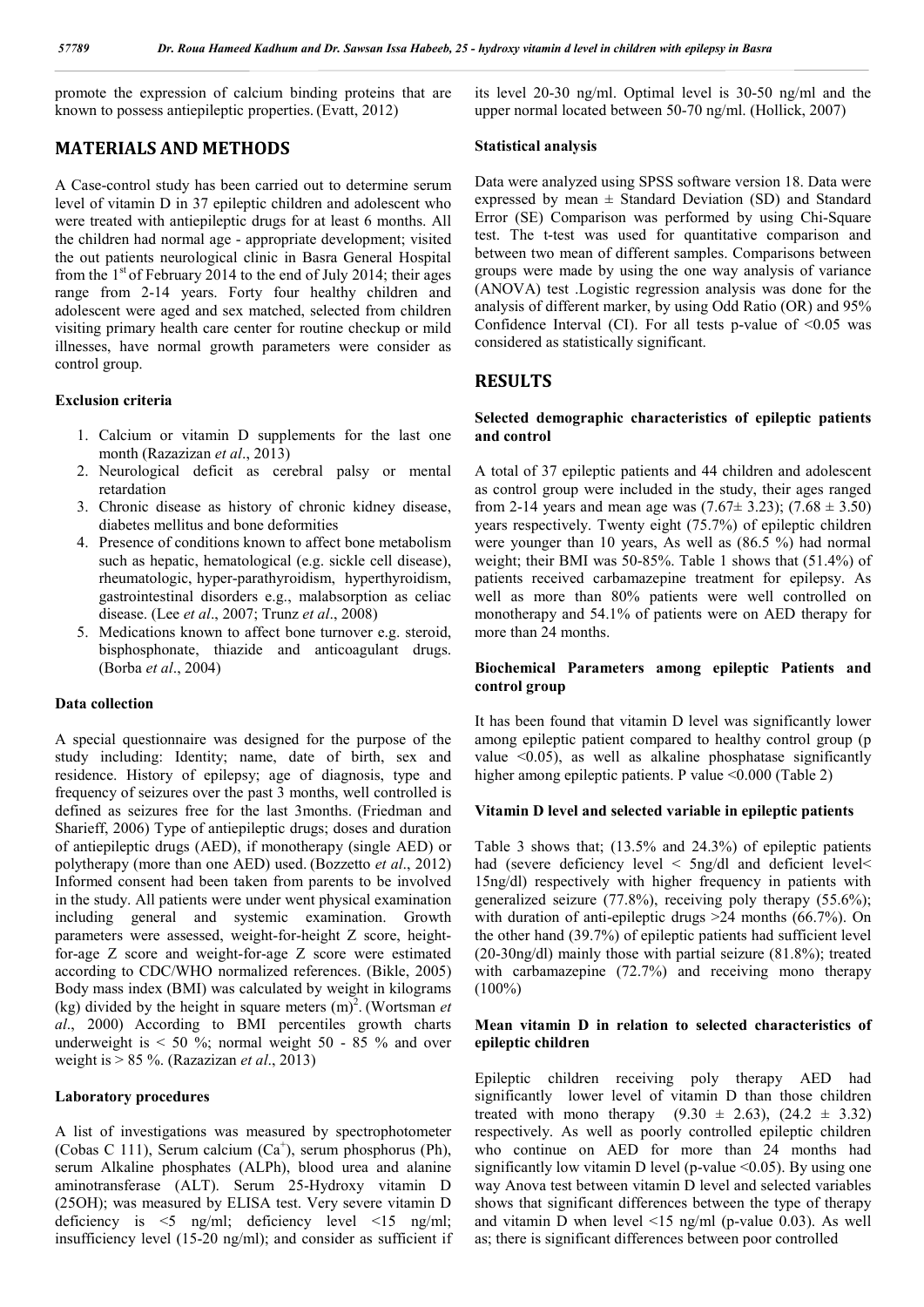promote the expression of calcium binding proteins that are known to possess antiepileptic properties. (Evatt, 2012)

## MATERIALS AND METHODS

A Case-control study has been carried out to determine serum level of vitamin D in 37 epileptic children and adolescent who were treated with antiepileptic drugs for at least 6 months. All the children had normal age - appropriate development; visited the out patients neurological clinic in Basra General Hospital from the 1st of February 2014 to the end of July 2014; their ages range from 2-14 years. Forty four healthy children and adolescent were aged and sex matched, selected from children visiting primary health care center for routine checkup or mild illnesses, have normal growth parameters were consider as control group.

### Exclusion criteria

1. Calcium or vitamin D supplements for the last one month (Razazizan *et al*., 2013)
2. Neurological deficit as cerebral palsy or mental retardation
3. Chronic disease as history of chronic kidney disease, diabetes mellitus and bone deformities
4. Presence of conditions known to affect bone metabolism such as hepatic, hematological (e.g. sickle cell disease), rheumatologic, hyper-parathyroidism, hyperthyroidism, gastrointestinal disorders e.g., malabsorption as celiac disease. (Lee *et al*., 2007; Trunz *et al*., 2008)
5. Medications known to affect bone turnover e.g. steroid, bisphosphonate, thiazide and anticoagulant drugs. (Borba *et al*., 2004)

### Data collection

A special questionnaire was designed for the purpose of the study including: Identity; name, date of birth, sex and residence. History of epilepsy; age of diagnosis, type and frequency of seizures over the past 3 months, well controlled is defined as seizures free for the last 3months. (Friedman and Sharieff, 2006) Type of antiepileptic drugs; doses and duration of antiepileptic drugs (AED), if monotherapy (single AED) or polytherapy (more than one AED) used. (Bozzetto *et al*., 2012) Informed consent had been taken from parents to be involved in the study. All patients were under went physical examination including general and systemic examination. Growth parameters were assessed, weight-for-height Z score, height-for-age Z score and weight-for-age Z score were estimated according to CDC/WHO normalized references. (Bikle, 2005) Body mass index (BMI) was calculated by weight in kilograms (kg) divided by the height in square meters $(m)^2$. (Wortsman *et al*., 2000) According to BMI percentiles growth charts underweight is < 50 %; normal weight 50 - 85 % and over weight is > 85 %. (Razazizan *et al*., 2013)

### Laboratory procedures

A list of investigations was measured by spectrophotometer (Cobas C 111), Serum calcium ($Ca^+$), serum phosphorus (Ph), serum Alkaline phosphates (ALPh), blood urea and alanine aminotransferase (ALT). Serum 25-Hydroxy vitamin D (25OH); was measured by ELISA test. Very severe vitamin D deficiency is <5 ng/ml; deficiency level <15 ng/ml; insufficiency level (15-20 ng/ml); and consider as sufficient if its level 20-30 ng/ml. Optimal level is 30-50 ng/ml and the upper normal located between 50-70 ng/ml. (Hollick, 2007)

### Statistical analysis

Data were analyzed using SPSS software version 18. Data were expressed by mean ± Standard Deviation (SD) and Standard Error (SE) Comparison was performed by using Chi-Square test. The t-test was used for quantitative comparison and between two mean of different samples. Comparisons between groups were made by using the one way analysis of variance (ANOVA) test .Logistic regression analysis was done for the analysis of different marker, by using Odd Ratio (OR) and 95% Confidence Interval (CI). For all tests p-value of <0.05 was considered as statistically significant.

## RESULTS

### Selected demographic characteristics of epileptic patients and control

A total of 37 epileptic patients and 44 children and adolescent as control group were included in the study, their ages ranged from 2-14 years and mean age was (7.67± 3.23); (7.68 ± 3.50) years respectively. Twenty eight (75.7%) of epileptic children were younger than 10 years, As well as (86.5 %) had normal weight; their BMI was 50-85%. Table 1 shows that (51.4%) of patients received carbamazepine treatment for epilepsy. As well as more than 80% patients were well controlled on monotherapy and 54.1% of patients were on AED therapy for more than 24 months.

### Biochemical Parameters among epileptic Patients and control group

It has been found that vitamin D level was significantly lower among epileptic patient compared to healthy control group (p value <0.05), as well as alkaline phosphatase significantly higher among epileptic patients. P value <0.000 (Table 2)

### Vitamin D level and selected variable in epileptic patients

Table 3 shows that; (13.5% and 24.3%) of epileptic patients had (severe deficiency level < 5ng/dl and deficient level< 15ng/dl) respectively with higher frequency in patients with generalized seizure (77.8%), receiving poly therapy (55.6%); with duration of anti-epileptic drugs >24 months (66.7%). On the other hand (39.7%) of epileptic patients had sufficient level (20-30ng/dl) mainly those with partial seizure (81.8%); treated with carbamazepine (72.7%) and receiving mono therapy (100%)

### Mean vitamin D in relation to selected characteristics of epileptic children

Epileptic children receiving poly therapy AED had significantly lower level of vitamin D than those children treated with mono therapy (9.30 ± 2.63), (24.2 ± 3.32) respectively. As well as poorly controlled epileptic children who continue on AED for more than 24 months had significantly low vitamin D level (p-value <0.05). By using one way Anova test between vitamin D level and selected variables shows that significant differences between the type of therapy and vitamin D when level <15 ng/ml (p-value 0.03). As well as; there is significant differences between poor controlled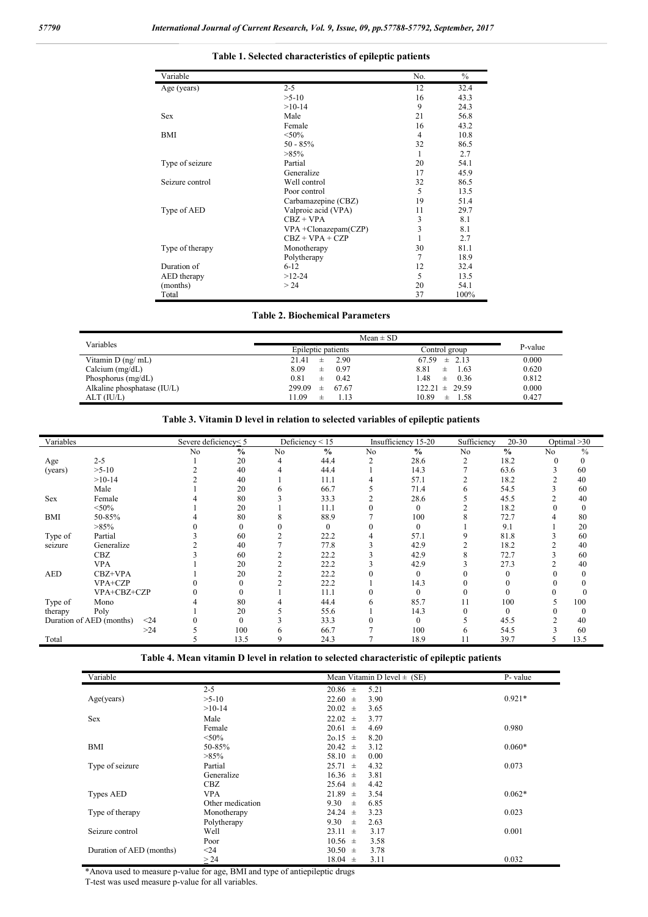**Table 1. Selected characteristics of epileptic patients**

| Variable | | No. | % |
|---|---|---|---|
| Age (years) | 2-5 | 12 | 32.4 |
| | >5-10 | 16 | 43.3 |
| | >10-14 | 9 | 24.3 |
| Sex | Male | 21 | 56.8 |
| | Female | 16 | 43.2 |
| BMI | <50% | 4 | 10.8 |
| | 50 - 85% | 32 | 86.5 |
| | >85% | 1 | 2.7 |
| Type of seizure | Partial | 20 | 54.1 |
| | Generalize | 17 | 45.9 |
| Seizure control | Well control | 32 | 86.5 |
| | Poor control | 5 | 13.5 |
| | Carbamazepine (CBZ) | 19 | 51.4 |
| Type of AED | Valproic acid (VPA) | 11 | 29.7 |
| | CBZ + VPA | 3 | 8.1 |
| | VPA +Clonazepam(CZP) | 3 | 8.1 |
| | CBZ + VPA + CZP | 1 | 2.7 |
| Type of therapy | Monotherapy | 30 | 81.1 |
| | Polytherapy | 7 | 18.9 |
| Duration of AED therapy (months) | 6-12 | 12 | 32.4 |
| | >12-24 | 5 | 13.5 |
| | > 24 | 20 | 54.1 |
| Total | | 37 | 100% |

**Table 2. Biochemical Parameters**

| Variables | Mean ± SD | | P-value |
|---|---|---|---|
| | Epileptic patients | Control group | |
| Vitamin D (ng/ mL) | 21.41 ± 2.90 | 67.59 ± 2.13 | 0.000 |
| Calcium (mg/dL) | 8.09 ± 0.97 | 8.81 ± 1.63 | 0.620 |
| Phosphorus (mg/dL) | 0.81 ± 0.42 | 1.48 ± 0.36 | 0.812 |
| Alkaline phosphatase (IU/L) | 299.09 ± 67.67 | 122.21 ± 29.59 | 0.000 |
| ALT (IU/L) | 11.09 ± 1.13 | 10.89 ± 1.58 | 0.427 |

**Table 3. Vitamin D level in relation to selected variables of epileptic patients**

| Variables | | Severe deficiency≤ 5 | | Deficiency < 15 | | Insufficiency 15-20 | | Sufficiency 20-30 | | Optimal >30 | |
|---|---|---|---|---|---|---|---|---|---|---|---|
| | | No | % | No | % | No | % | No | % | No | % |
| Age (years) | 2-5 | 1 | 20 | 4 | 44.4 | 2 | 28.6 | 2 | 18.2 | 0 | 0 |
| | >5-10 | 2 | 40 | 4 | 44.4 | 1 | 14.3 | 7 | 63.6 | 3 | 60 |
| | >10-14 | 2 | 40 | 1 | 11.1 | 4 | 57.1 | 2 | 18.2 | 2 | 40 |
| Sex | Male | 1 | 20 | 6 | 66.7 | 5 | 71.4 | 6 | 54.5 | 3 | 60 |
| | Female | 4 | 80 | 3 | 33.3 | 2 | 28.6 | 5 | 45.5 | 2 | 40 |
| BMI | <50% | 1 | 20 | 1 | 11.1 | 0 | 0 | 2 | 18.2 | 0 | 0 |
| | 50-85% | 4 | 80 | 8 | 88.9 | 7 | 100 | 8 | 72.7 | 4 | 80 |
| | >85% | 0 | 0 | 0 | 0 | 0 | 0 | 1 | 9.1 | 1 | 20 |
| Type of seizure | Partial | 3 | 60 | 2 | 22.2 | 4 | 57.1 | 9 | 81.8 | 3 | 60 |
| | Generalize | 2 | 40 | 7 | 77.8 | 3 | 42.9 | 2 | 18.2 | 2 | 40 |
| AED | CBZ | 3 | 60 | 2 | 22.2 | 3 | 42.9 | 8 | 72.7 | 3 | 60 |
| | VPA | 1 | 20 | 2 | 22.2 | 3 | 42.9 | 3 | 27.3 | 2 | 40 |
| | CBZ+VPA | 1 | 20 | 2 | 22.2 | 0 | 0 | 0 | 0 | 0 | 0 |
| | VPA+CZP | 0 | 0 | 2 | 22.2 | 1 | 14.3 | 0 | 0 | 0 | 0 |
| | VPA+CBZ+CZP | 0 | 0 | 1 | 11.1 | 0 | 0 | 0 | 0 | 0 | 0 |
| Type of therapy | Mono | 4 | 80 | 4 | 44.4 | 6 | 85.7 | 11 | 100 | 5 | 100 |
| | Poly | 1 | 20 | 5 | 55.6 | 1 | 14.3 | 0 | 0 | 0 | 0 |
| Duration of AED (months) | <24 | 0 | 0 | 3 | 33.3 | 0 | 0 | 5 | 45.5 | 2 | 40 |
| | >24 | 5 | 100 | 6 | 66.7 | 7 | 100 | 6 | 54.5 | 3 | 60 |
| Total | | 5 | 13.5 | 9 | 24.3 | 7 | 18.9 | 11 | 39.7 | 5 | 13.5 |

**Table 4. Mean vitamin D level in relation to selected characteristic of epileptic patients**

| Variable | | Mean Vitamin D level ± (SE) | P- value |
|---|---|---|---|
| Age(years) | 2-5 | 20.86 ± 5.21 | |
| | >5-10 | 22.60 ± 3.90 | 0.921* |
| | >10-14 | 20.02 ± 3.65 | |
| Sex | Male | 22.02 ± 3.77 | |
| | Female | 20.61 ± 4.69 | 0.980 |
| BMI | <50% | 2o.15 ± 8.20 | |
| | 50-85% | 20.42 ± 3.12 | 0.060* |
| | >85% | 58.10 ± 0.00 | |
| Type of seizure | Partial | 25.71 ± 4.32 | 0.073 |
| | Generalize | 16.36 ± 3.81 | |
| Types AED | CBZ | 25.64 ± 4.42 | |
| | VPA | 21.89 ± 3.54 | 0.062* |
| | Other medication | 9.30 ± 6.85 | |
| Type of therapy | Monotherapy | 24.24 ± 3.23 | 0.023 |
| | Polytherapy | 9.30 ± 2.63 | |
| Seizure control | Well | 23.11 ± 3.17 | 0.001 |
| | Poor | 10.56 ± 3.58 | |
| Duration of AED (months) | <24 | 30.50 ± 3.78 | |
| | ≥ 24 | 18.04 ± 3.11 | 0.032 |

*Anova used to measure p-value for age, BMI and type of antiepileptic drugs

T-test was used measure p-value for all variables.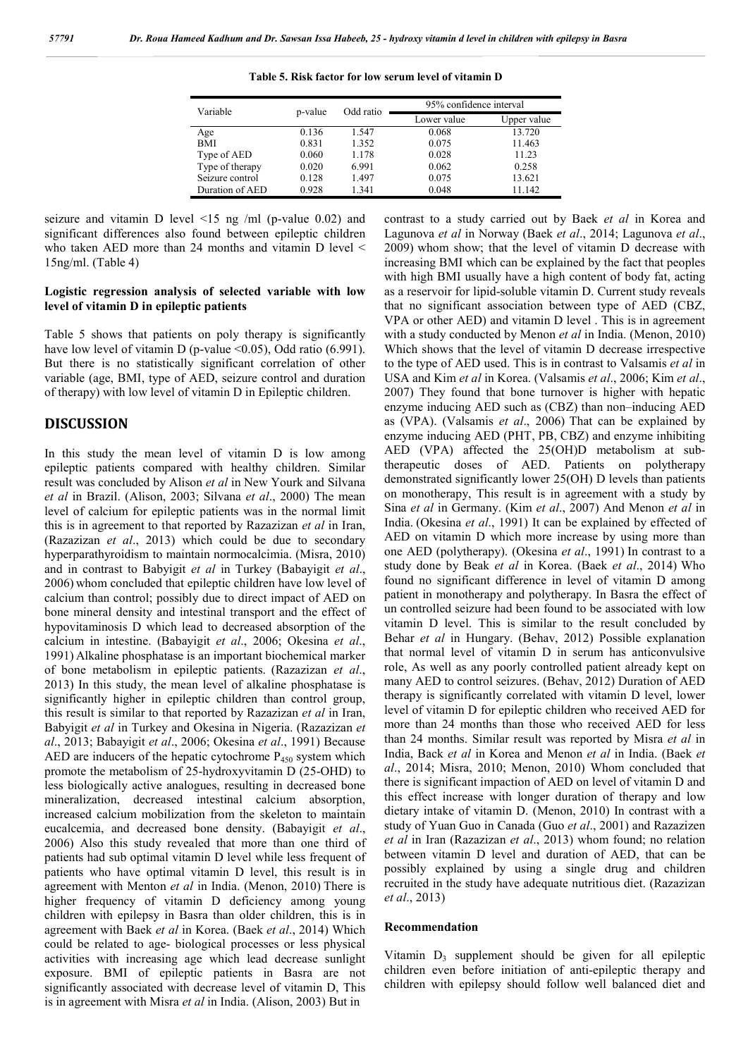**Table 5. Risk factor for low serum level of vitamin D**

| Variable | p-value | Odd ratio | 95% confidence interval | |
|---|---|---|---|---|
| | | | Lower value | Upper value |
| Age | 0.136 | 1.547 | 0.068 | 13.720 |
| BMI | 0.831 | 1.352 | 0.075 | 11.463 |
| Type of AED | 0.060 | 1.178 | 0.028 | 11.23 |
| Type of therapy | 0.020 | 6.991 | 0.062 | 0.258 |
| Seizure control | 0.128 | 1.497 | 0.075 | 13.621 |
| Duration of AED | 0.928 | 1.341 | 0.048 | 11.142 |

seizure and vitamin D level <15 ng /ml (p-value 0.02) and significant differences also found between epileptic children who taken AED more than 24 months and vitamin D level < 15ng/ml. (Table 4)

### Logistic regression analysis of selected variable with low level of vitamin D in epileptic patients

Table 5 shows that patients on poly therapy is significantly have low level of vitamin D (p-value <0.05), Odd ratio (6.991). But there is no statistically significant correlation of other variable (age, BMI, type of AED, seizure control and duration of therapy) with low level of vitamin D in Epileptic children.

## DISCUSSION

In this study the mean level of vitamin D is low among epileptic patients compared with healthy children. Similar result was concluded by Alison *et al* in New Yourk and Silvana *et al* in Brazil. (Alison, 2003; Silvana *et al*., 2000) The mean level of calcium for epileptic patients was in the normal limit this is in agreement to that reported by Razazizan *et al* in Iran, (Razazizan *et al*., 2013) which could be due to secondary hyperparathyroidism to maintain normocalcimia. (Misra, 2010) and in contrast to Babyigit *et al* in Turkey (Babayigit *et al*., 2006) whom concluded that epileptic children have low level of calcium than control; possibly due to direct impact of AED on bone mineral density and intestinal transport and the effect of hypovitaminosis D which lead to decreased absorption of the calcium in intestine. (Babayigit *et al*., 2006; Okesina *et al*., 1991) Alkaline phosphatase is an important biochemical marker of bone metabolism in epileptic patients. (Razazizan *et al*., 2013) In this study, the mean level of alkaline phosphatase is significantly higher in epileptic children than control group, this result is similar to that reported by Razazizan *et al* in Iran, Babyigit *et al* in Turkey and Okesina in Nigeria. (Razazizan *et al*., 2013; Babayigit *et al*., 2006; Okesina *et al*., 1991) Because AED are inducers of the hepatic cytochrome $P_{450}$ system which promote the metabolism of 25-hydroxyvitamin D (25-OHD) to less biologically active analogues, resulting in decreased bone mineralization, decreased intestinal calcium absorption, increased calcium mobilization from the skeleton to maintain eucalcemia, and decreased bone density. (Babayigit *et al*., 2006) Also this study revealed that more than one third of patients had sub optimal vitamin D level while less frequent of patients who have optimal vitamin D level, this result is in agreement with Menton *et al* in India. (Menon, 2010) There is higher frequency of vitamin D deficiency among young children with epilepsy in Basra than older children, this is in agreement with Baek *et al* in Korea. (Baek *et al*., 2014) Which could be related to age- biological processes or less physical activities with increasing age which lead decrease sunlight exposure. BMI of epileptic patients in Basra are not significantly associated with decrease level of vitamin D, This is in agreement with Misra *et al* in India. (Alison, 2003) But in contrast to a study carried out by Baek *et al* in Korea and Lagunova *et al* in Norway (Baek *et al*., 2014; Lagunova *et al*., 2009) whom show; that the level of vitamin D decrease with increasing BMI which can be explained by the fact that peoples with high BMI usually have a high content of body fat, acting as a reservoir for lipid-soluble vitamin D. Current study reveals that no significant association between type of AED (CBZ, VPA or other AED) and vitamin D level . This is in agreement with a study conducted by Menon *et al* in India. (Menon, 2010) Which shows that the level of vitamin D decrease irrespective to the type of AED used. This is in contrast to Valsamis *et al* in USA and Kim *et al* in Korea. (Valsamis *et al*., 2006; Kim *et al*., 2007) They found that bone turnover is higher with hepatic enzyme inducing AED such as (CBZ) than non–inducing AED as (VPA). (Valsamis *et al*., 2006) That can be explained by enzyme inducing AED (PHT, PB, CBZ) and enzyme inhibiting AED (VPA) affected the 25(OH)D metabolism at sub-therapeutic doses of AED. Patients on polytherapy demonstrated significantly lower 25(OH) D levels than patients on monotherapy, This result is in agreement with a study by Sina *et al* in Germany. (Kim *et al*., 2007) And Menon *et al* in India. (Okesina *et al*., 1991) It can be explained by effected of AED on vitamin D which more increase by using more than one AED (polytherapy). (Okesina *et al*., 1991) In contrast to a study done by Beak *et al* in Korea. (Baek *et al*., 2014) Who found no significant difference in level of vitamin D among patient in monotherapy and polytherapy. In Basra the effect of un controlled seizure had been found to be associated with low vitamin D level. This is similar to the result concluded by Behar *et al* in Hungary. (Behav, 2012) Possible explanation that normal level of vitamin D in serum has anticonvulsive role, As well as any poorly controlled patient already kept on many AED to control seizures. (Behav, 2012) Duration of AED therapy is significantly correlated with vitamin D level, lower level of vitamin D for epileptic children who received AED for more than 24 months than those who received AED for less than 24 months. Similar result was reported by Misra *et al* in India, Back *et al* in Korea and Menon *et al* in India. (Baek *et al*., 2014; Misra, 2010; Menon, 2010) Whom concluded that there is significant impaction of AED on level of vitamin D and this effect increase with longer duration of therapy and low dietary intake of vitamin D. (Menon, 2010) In contrast with a study of Yuan Guo in Canada (Guo *et al*., 2001) and Razazizen *et al* in Iran (Razazizan *et al*., 2013) whom found; no relation between vitamin D level and duration of AED, that can be possibly explained by using a single drug and children recruited in the study have adequate nutritious diet. (Razazizan *et al*., 2013)

### Recommendation

Vitamin $D_3$ supplement should be given for all epileptic children even before initiation of anti-epileptic therapy and children with epilepsy should follow well balanced diet and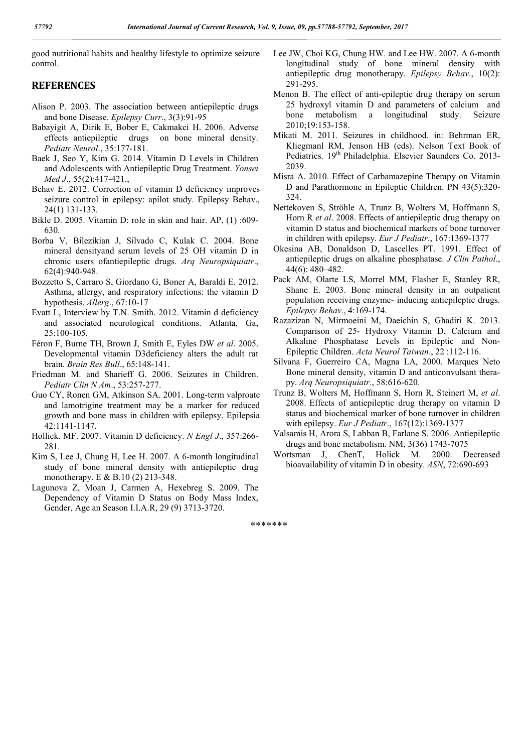good nutritional habits and healthy lifestyle to optimize seizure control.

## REFERENCES

Alison P. 2003. The association between antiepileptic drugs and bone Disease. *Epilepsy Curr*., 3(3):91-95

Babayigit A, Dirik E, Bober E, Cakmakci H. 2006. Adverse effects antiepileptic drugs on bone mineral density. *Pediatr Neurol*., 35:177-181.

Baek J, Seo Y, Kim G. 2014. Vitamin D Levels in Children and Adolescents with Antiepileptic Drug Treatment. *Yonsei Med J*., 55(2):417-421.,

Behav E. 2012. Correction of vitamin D deficiency improves seizure control in epilepsy: apilot study. Epilepsy Behav., 24(1) 131-133.

Bikle D. 2005. Vitamin D: role in skin and hair. AP, (1) :609-630.

Borba V, Bilezikian J, Silvado C, Kulak C. 2004. Bone mineral densityand serum levels of 25 OH vitamin D in chronic users ofantiepileptic drugs. *Arq Neuropsiquiatr*., 62(4):940-948.

Bozzetto S, Carraro S, Giordano G, Boner A, Baraldi E. 2012. Asthma, allergy, and respiratory infections: the vitamin D hypothesis. *Allerg*., 67:10-17

Evatt L, Interview by T.N. Smith. 2012. Vitamin d deficiency and associated neurological conditions. Atlanta, Ga, 25:100-105.

Féron F, Burne TH, Brown J, Smith E, Eyles DW *et al*. 2005. Developmental vitamin D3deficiency alters the adult rat brain. *Brain Res Bull*., 65:148-141.

Friedman M. and Sharieff G. 2006. Seizures in Children. *Pediatr Clin N Am*., 53:257-277.

Guo CY, Ronen GM, Atkinson SA. 2001. Long-term valproate and lamotrigine treatment may be a marker for reduced growth and bone mass in children with epilepsy. Epilepsia 42:1141-1147.

Hollick. MF. 2007. Vitamin D deficiency. *N Engl J*., 357:266-281.

Kim S, Lee J, Chung H, Lee H. 2007. A 6-month longitudinal study of bone mineral density with antiepileptic drug monotherapy. E & B.10 (2) 213-348.

Lagunova Z, Moan J, Carmen A, Hexebreg S. 2009. The Dependency of Vitamin D Status on Body Mass Index, Gender, Age an Season I.I.A.R, 29 (9) 3713-3720.

Lee JW, Choi KG, Chung HW. and Lee HW. 2007. A 6-month longitudinal study of bone mineral density with antiepileptic drug monotherapy. *Epilepsy Behav*., 10(2): 291-295.

Menon B. The effect of anti-epileptic drug therapy on serum 25 hydroxyl vitamin D and parameters of calcium and bone metabolism a longitudinal study. Seizure 2010;19:153-158.

Mikati M. 2011. Seizures in childhood. in: Behrman ER, Kliegmanl RM, Jenson HB (eds). Nelson Text Book of Pediatrics. 19th Philadelphia. Elsevier Saunders Co. 2013-2039.

Misra A. 2010. Effect of Carbamazepine Therapy on Vitamin D and Parathormone in Epileptic Children. PN 43(5):320-324.

Nettekoven S, Ströhle A, Trunz B, Wolters M, Hoffmann S, Horn R *et al*. 2008. Effects of antiepileptic drug therapy on vitamin D status and biochemical markers of bone turnover in children with epilepsy. *Eur J Pediatr*., 167:1369-1377

Okesina AB, Donaldson D, Lascelles PT. 1991. Effect of antiepileptic drugs on alkaline phosphatase. *J Clin Pathol*., 44(6): 480–482.

Pack AM, Olarte LS, Morrel MM, Flasher E, Stanley RR, Shane E. 2003. Bone mineral density in an outpatient population receiving enzyme- inducing antiepileptic drugs. *Epilepsy Behav*., 4:169-174.

Razazizan N, Mirmoeini M, Daeichin S, Ghadiri K. 2013. Comparison of 25- Hydroxy Vitamin D, Calcium and Alkaline Phosphatase Levels in Epileptic and Non-Epileptic Children. *Acta Neurol Taiwan*., 22 :112-116.

Silvana F, Guerreiro CA, Magna LA, 2000. Marques Neto Bone mineral density, vitamin D and anticonvulsant thera-py. *Arq Neuropsiquiatr*., 58:616-620.

Trunz B, Wolters M, Hoffmann S, Horn R, Steinert M, *et al*. 2008. Effects of antiepileptic drug therapy on vitamin D status and biochemical marker of bone turnover in children with epilepsy. *Eur J Pediatr*., 167(12):1369-1377

Valsamis H, Arora S, Labban B, Farlane S. 2006. Antiepileptic drugs and bone metabolism. NM, 3(36) 1743-7075

Wortsman J, ChenT, Holick M. 2000. Decreased bioavailability of vitamin D in obesity. *ASN*, 72:690-693

\*\*\*\*\*\*\*